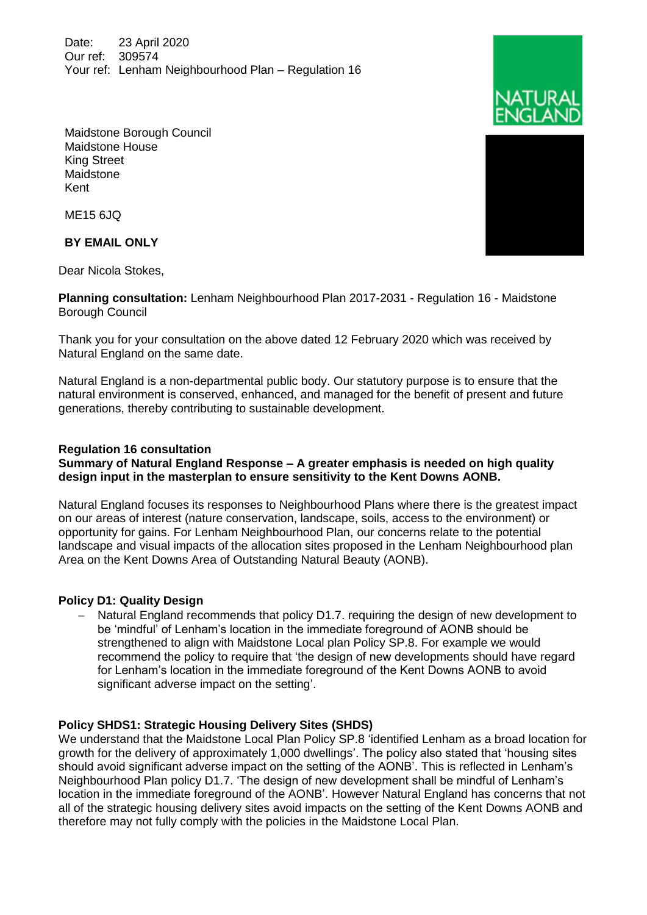Date: 23 April 2020
Our ref: 309574
Your ref: Lenham Neighbourhood Plan – Regulation 16

Maidstone Borough Council
Maidstone House
King Street
Maidstone
Kent

ME15 6JQ

**BY EMAIL ONLY**

Dear Nicola Stokes,

**Planning consultation:** Lenham Neighbourhood Plan 2017-2031 - Regulation 16 - Maidstone Borough Council

Thank you for your consultation on the above dated 12 February 2020 which was received by Natural England on the same date.

Natural England is a non-departmental public body. Our statutory purpose is to ensure that the natural environment is conserved, enhanced, and managed for the benefit of present and future generations, thereby contributing to sustainable development.

**Regulation 16 consultation**
**Summary of Natural England Response – A greater emphasis is needed on high quality design input in the masterplan to ensure sensitivity to the Kent Downs AONB.**

Natural England focuses its responses to Neighbourhood Plans where there is the greatest impact on our areas of interest (nature conservation, landscape, soils, access to the environment) or opportunity for gains. For Lenham Neighbourhood Plan, our concerns relate to the potential landscape and visual impacts of the allocation sites proposed in the Lenham Neighbourhood plan Area on the Kent Downs Area of Outstanding Natural Beauty (AONB).

**Policy D1: Quality Design**

- Natural England recommends that policy D1.7. requiring the design of new development to be 'mindful' of Lenham's location in the immediate foreground of AONB should be strengthened to align with Maidstone Local plan Policy SP.8. For example we would recommend the policy to require that 'the design of new developments should have regard for Lenham's location in the immediate foreground of the Kent Downs AONB to avoid significant adverse impact on the setting'.

**Policy SHDS1: Strategic Housing Delivery Sites (SHDS)**

We understand that the Maidstone Local Plan Policy SP.8 'identified Lenham as a broad location for growth for the delivery of approximately 1,000 dwellings'. The policy also stated that 'housing sites should avoid significant adverse impact on the setting of the AONB'. This is reflected in Lenham's Neighbourhood Plan policy D1.7. 'The design of new development shall be mindful of Lenham's location in the immediate foreground of the AONB'. However Natural England has concerns that not all of the strategic housing delivery sites avoid impacts on the setting of the Kent Downs AONB and therefore may not fully comply with the policies in the Maidstone Local Plan.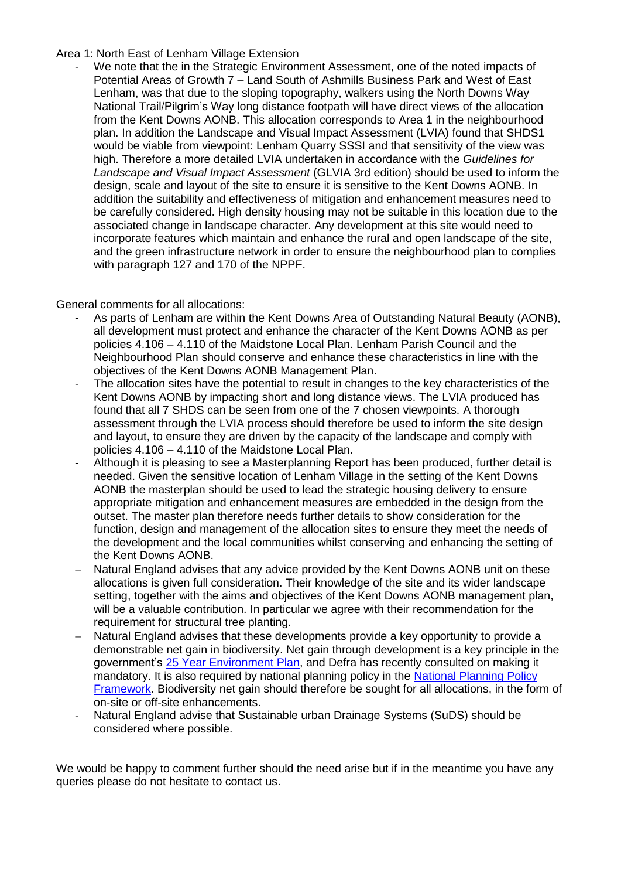Area 1: North East of Lenham Village Extension

- We note that the in the Strategic Environment Assessment, one of the noted impacts of Potential Areas of Growth 7 – Land South of Ashmills Business Park and West of East Lenham, was that due to the sloping topography, walkers using the North Downs Way National Trail/Pilgrim's Way long distance footpath will have direct views of the allocation from the Kent Downs AONB. This allocation corresponds to Area 1 in the neighbourhood plan. In addition the Landscape and Visual Impact Assessment (LVIA) found that SHDS1 would be viable from viewpoint: Lenham Quarry SSSI and that sensitivity of the view was high. Therefore a more detailed LVIA undertaken in accordance with the *Guidelines for Landscape and Visual Impact Assessment* (GLVIA 3rd edition) should be used to inform the design, scale and layout of the site to ensure it is sensitive to the Kent Downs AONB. In addition the suitability and effectiveness of mitigation and enhancement measures need to be carefully considered. High density housing may not be suitable in this location due to the associated change in landscape character. Any development at this site would need to incorporate features which maintain and enhance the rural and open landscape of the site, and the green infrastructure network in order to ensure the neighbourhood plan to complies with paragraph 127 and 170 of the NPPF.

General comments for all allocations:

- As parts of Lenham are within the Kent Downs Area of Outstanding Natural Beauty (AONB), all development must protect and enhance the character of the Kent Downs AONB as per policies 4.106 – 4.110 of the Maidstone Local Plan. Lenham Parish Council and the Neighbourhood Plan should conserve and enhance these characteristics in line with the objectives of the Kent Downs AONB Management Plan.
- The allocation sites have the potential to result in changes to the key characteristics of the Kent Downs AONB by impacting short and long distance views. The LVIA produced has found that all 7 SHDS can be seen from one of the 7 chosen viewpoints. A thorough assessment through the LVIA process should therefore be used to inform the site design and layout, to ensure they are driven by the capacity of the landscape and comply with policies 4.106 – 4.110 of the Maidstone Local Plan.
- Although it is pleasing to see a Masterplanning Report has been produced, further detail is needed. Given the sensitive location of Lenham Village in the setting of the Kent Downs AONB the masterplan should be used to lead the strategic housing delivery to ensure appropriate mitigation and enhancement measures are embedded in the design from the outset. The master plan therefore needs further details to show consideration for the function, design and management of the allocation sites to ensure they meet the needs of the development and the local communities whilst conserving and enhancing the setting of the Kent Downs AONB.
- Natural England advises that any advice provided by the Kent Downs AONB unit on these allocations is given full consideration. Their knowledge of the site and its wider landscape setting, together with the aims and objectives of the Kent Downs AONB management plan, will be a valuable contribution. In particular we agree with their recommendation for the requirement for structural tree planting.
- Natural England advises that these developments provide a key opportunity to provide a demonstrable net gain in biodiversity. Net gain through development is a key principle in the government's 25 Year Environment Plan, and Defra has recently consulted on making it mandatory. It is also required by national planning policy in the National Planning Policy Framework. Biodiversity net gain should therefore be sought for all allocations, in the form of on-site or off-site enhancements.
- Natural England advise that Sustainable urban Drainage Systems (SuDS) should be considered where possible.

We would be happy to comment further should the need arise but if in the meantime you have any queries please do not hesitate to contact us.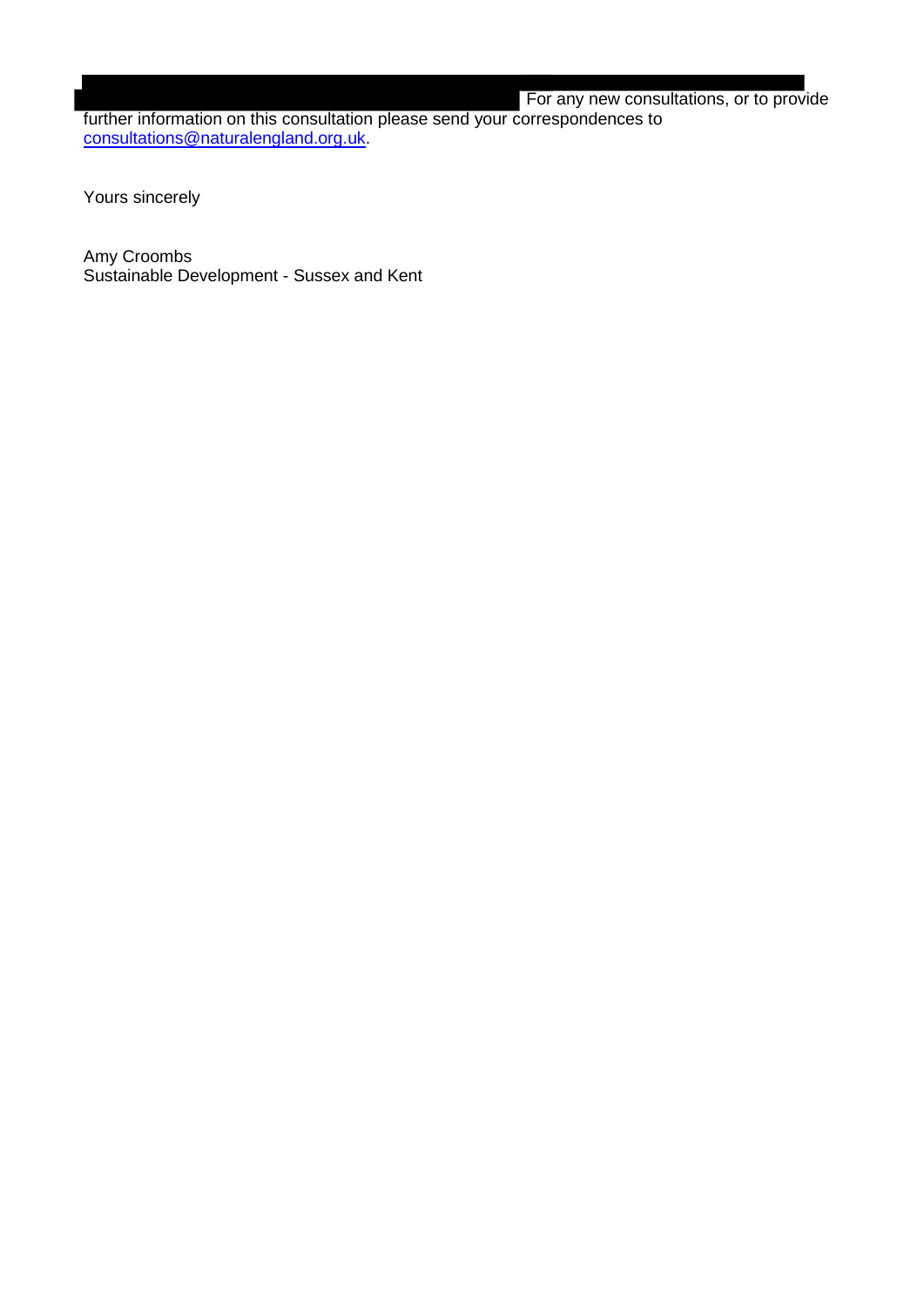For any new consultations, or to provide further information on this consultation please send your correspondences to consultations@naturalengland.org.uk.

Yours sincerely

Amy Croombs
Sustainable Development - Sussex and Kent